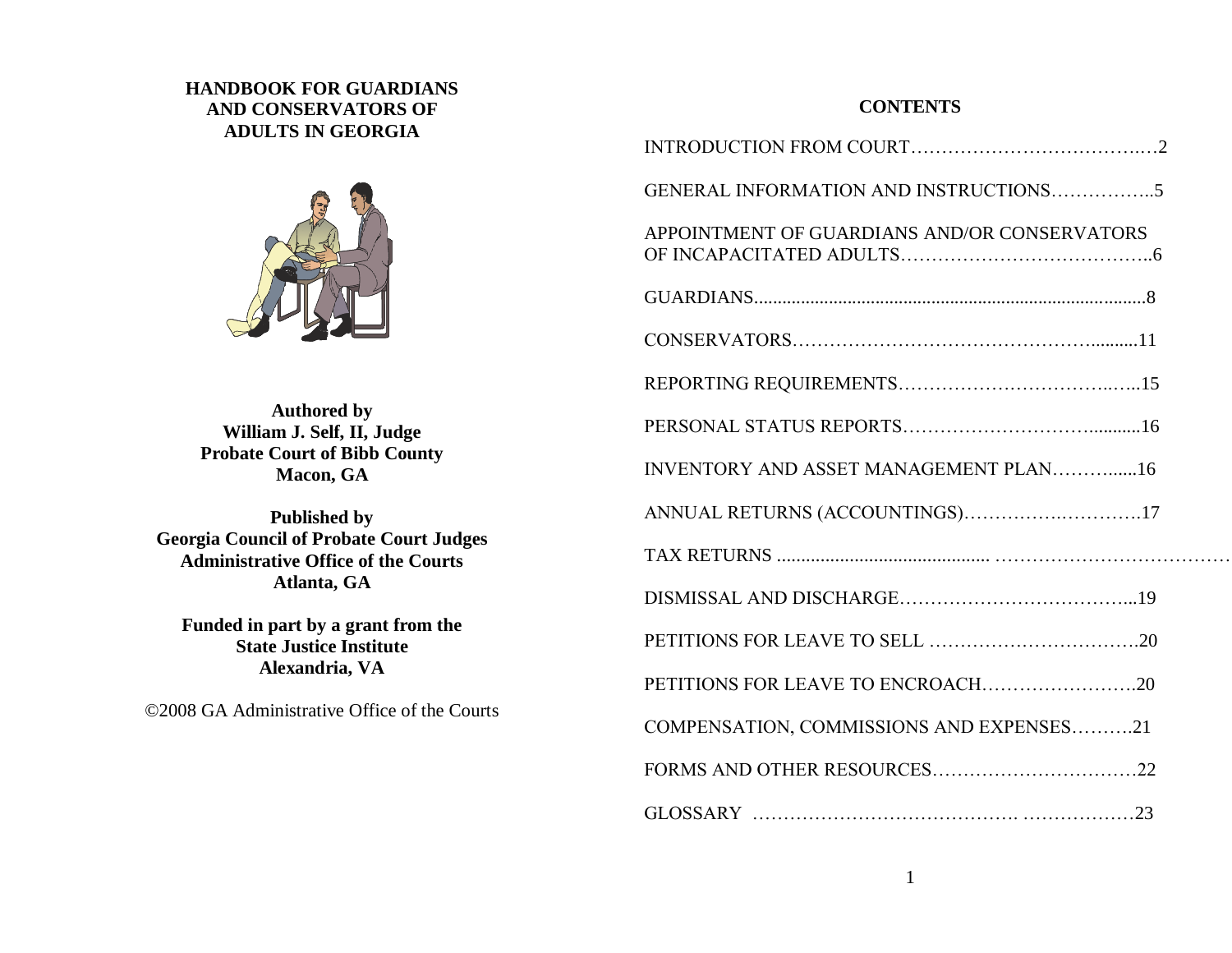# HANDBOOK FOR GUARDIANS AND CONSERVATORS OF ADULTS IN GEORGIA

**Authored by**
**William J. Self, II, Judge**
**Probate Court of Bibb County**
**Macon, GA**

**Published by**
**Georgia Council of Probate Court Judges**
**Administrative Office of the Courts**
**Atlanta, GA**

**Funded in part by a grant from the**
**State Justice Institute**
**Alexandria, VA**

©2008 GA Administrative Office of the Courts

## CONTENTS

| Section | Page |
| --- | --- |
| INTRODUCTION FROM COURT | 2 |
| GENERAL INFORMATION AND INSTRUCTIONS | 5 |
| APPOINTMENT OF GUARDIANS AND/OR CONSERVATORS OF INCAPACITATED ADULTS | 6 |
| GUARDIANS | 8 |
| CONSERVATORS | 11 |
| REPORTING REQUIREMENTS | 15 |
| PERSONAL STATUS REPORTS | 16 |
| INVENTORY AND ASSET MANAGEMENT PLAN | 16 |
| ANNUAL RETURNS (ACCOUNTINGS) | 17 |
| TAX RETURNS | |
| DISMISSAL AND DISCHARGE | 19 |
| PETITIONS FOR LEAVE TO SELL | 20 |
| PETITIONS FOR LEAVE TO ENCROACH | 20 |
| COMPENSATION, COMMISSIONS AND EXPENSES | 21 |
| FORMS AND OTHER RESOURCES | 22 |
| GLOSSARY | 23 |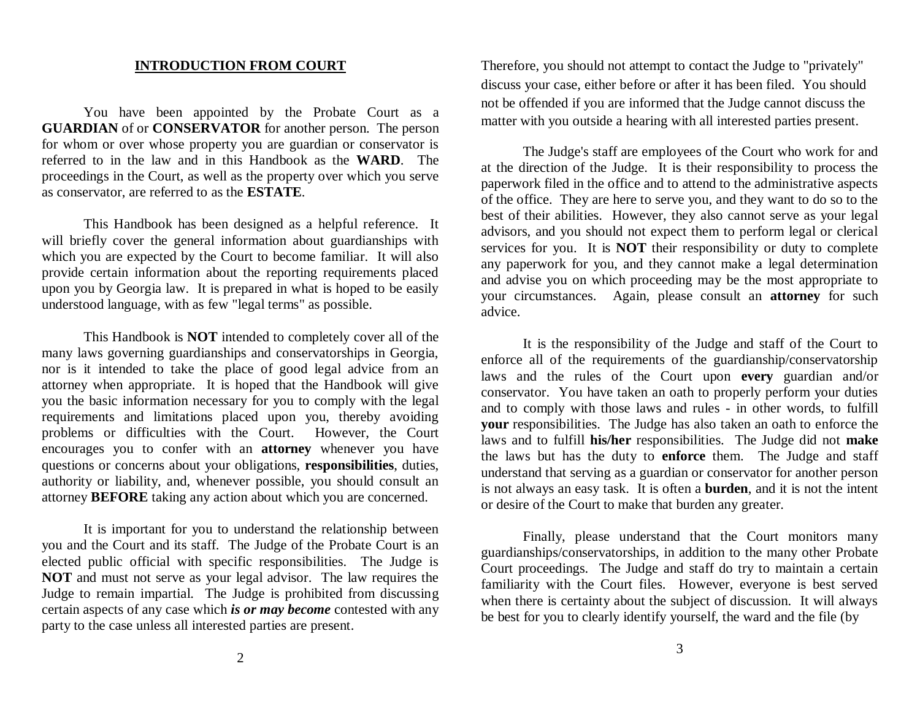## INTRODUCTION FROM COURT

You have been appointed by the Probate Court as a **GUARDIAN** of or **CONSERVATOR** for another person. The person for whom or over whose property you are guardian or conservator is referred to in the law and in this Handbook as the **WARD**. The proceedings in the Court, as well as the property over which you serve as conservator, are referred to as the **ESTATE**.

This Handbook has been designed as a helpful reference. It will briefly cover the general information about guardianships with which you are expected by the Court to become familiar. It will also provide certain information about the reporting requirements placed upon you by Georgia law. It is prepared in what is hoped to be easily understood language, with as few "legal terms" as possible.

This Handbook is **NOT** intended to completely cover all of the many laws governing guardianships and conservatorships in Georgia, nor is it intended to take the place of good legal advice from an attorney when appropriate. It is hoped that the Handbook will give you the basic information necessary for you to comply with the legal requirements and limitations placed upon you, thereby avoiding problems or difficulties with the Court. However, the Court encourages you to confer with an **attorney** whenever you have questions or concerns about your obligations, **responsibilities**, duties, authority or liability, and, whenever possible, you should consult an attorney **BEFORE** taking any action about which you are concerned.

It is important for you to understand the relationship between you and the Court and its staff. The Judge of the Probate Court is an elected public official with specific responsibilities. The Judge is **NOT** and must not serve as your legal advisor. The law requires the Judge to remain impartial. The Judge is prohibited from discussing certain aspects of any case which ***is or may become*** contested with any party to the case unless all interested parties are present. Therefore, you should not attempt to contact the Judge to "privately" discuss your case, either before or after it has been filed. You should not be offended if you are informed that the Judge cannot discuss the matter with you outside a hearing with all interested parties present.

The Judge's staff are employees of the Court who work for and at the direction of the Judge. It is their responsibility to process the paperwork filed in the office and to attend to the administrative aspects of the office. They are here to serve you, and they want to do so to the best of their abilities. However, they also cannot serve as your legal advisors, and you should not expect them to perform legal or clerical services for you. It is **NOT** their responsibility or duty to complete any paperwork for you, and they cannot make a legal determination and advise you on which proceeding may be the most appropriate to your circumstances. Again, please consult an **attorney** for such advice.

It is the responsibility of the Judge and staff of the Court to enforce all of the requirements of the guardianship/conservatorship laws and the rules of the Court upon **every** guardian and/or conservator. You have taken an oath to properly perform your duties and to comply with those laws and rules - in other words, to fulfill **your** responsibilities. The Judge has also taken an oath to enforce the laws and to fulfill **his/her** responsibilities. The Judge did not **make** the laws but has the duty to **enforce** them. The Judge and staff understand that serving as a guardian or conservator for another person is not always an easy task. It is often a **burden**, and it is not the intent or desire of the Court to make that burden any greater.

Finally, please understand that the Court monitors many guardianships/conservatorships, in addition to the many other Probate Court proceedings. The Judge and staff do try to maintain a certain familiarity with the Court files. However, everyone is best served when there is certainty about the subject of discussion. It will always be best for you to clearly identify yourself, the ward and the file (by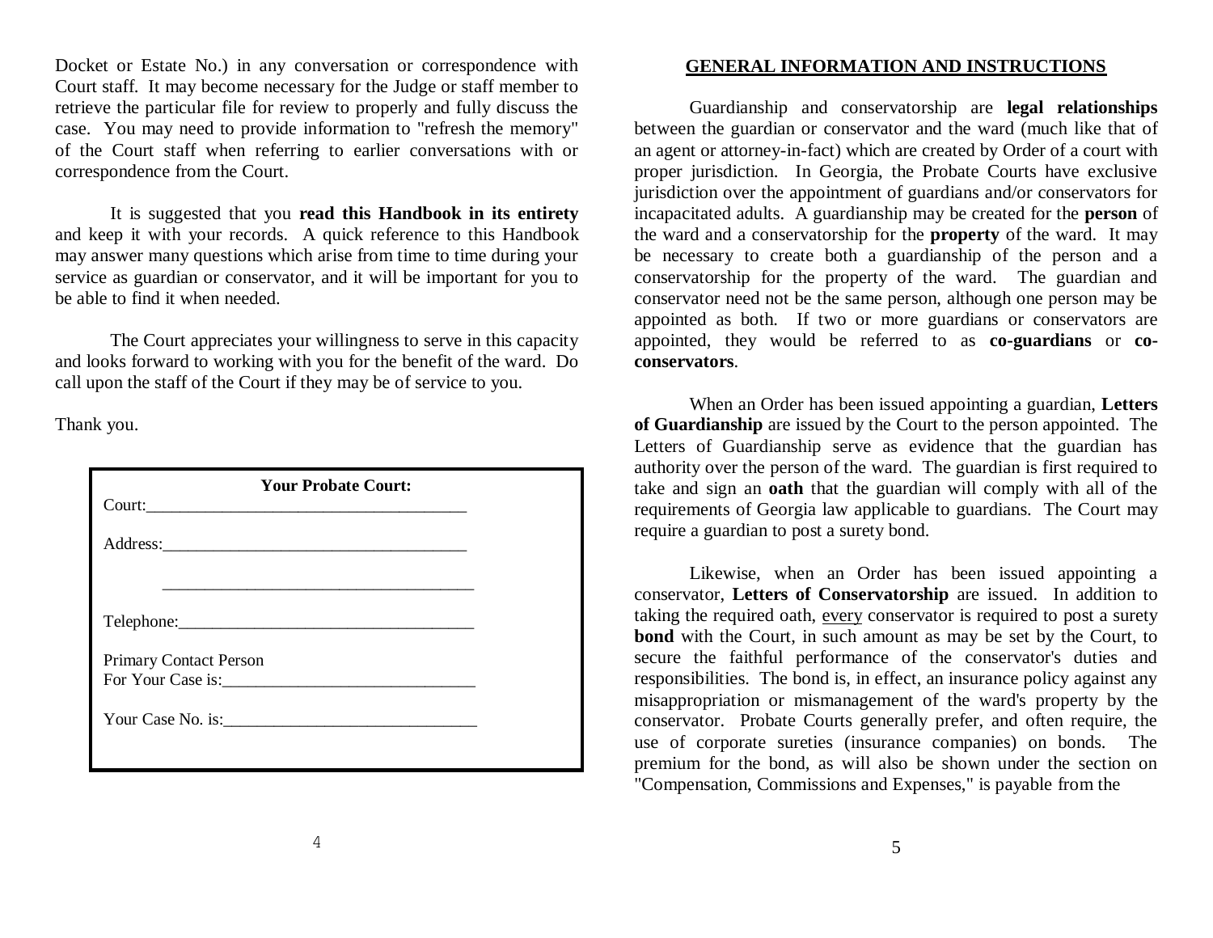Docket or Estate No.) in any conversation or correspondence with Court staff. It may become necessary for the Judge or staff member to retrieve the particular file for review to properly and fully discuss the case. You may need to provide information to "refresh the memory" of the Court staff when referring to earlier conversations with or correspondence from the Court.

It is suggested that you **read this Handbook in its entirety** and keep it with your records. A quick reference to this Handbook may answer many questions which arise from time to time during your service as guardian or conservator, and it will be important for you to be able to find it when needed.

The Court appreciates your willingness to serve in this capacity and looks forward to working with you for the benefit of the ward. Do call upon the staff of the Court if they may be of service to you.

Thank you.

**Your Probate Court:**

Court:\_\_\_\_\_\_\_\_\_\_\_\_\_\_\_\_\_\_\_\_\_\_\_\_\_\_\_\_\_\_\_\_\_\_\_\_\_\_\_\_

Address:\_\_\_\_\_\_\_\_\_\_\_\_\_\_\_\_\_\_\_\_\_\_\_\_\_\_\_\_\_\_\_\_\_\_\_\_\_\_

\_\_\_\_\_\_\_\_\_\_\_\_\_\_\_\_\_\_\_\_\_\_\_\_\_\_\_\_\_\_\_\_\_\_\_\_\_\_

Telephone:\_\_\_\_\_\_\_\_\_\_\_\_\_\_\_\_\_\_\_\_\_\_\_\_\_\_\_\_\_\_\_\_\_\_\_\_\_\_

Primary Contact Person
For Your Case is:\_\_\_\_\_\_\_\_\_\_\_\_\_\_\_\_\_\_\_\_\_\_\_\_\_\_\_\_\_\_\_\_

Your Case No. is:\_\_\_\_\_\_\_\_\_\_\_\_\_\_\_\_\_\_\_\_\_\_\_\_\_\_\_\_\_\_\_\_

## GENERAL INFORMATION AND INSTRUCTIONS

Guardianship and conservatorship are **legal relationships** between the guardian or conservator and the ward (much like that of an agent or attorney-in-fact) which are created by Order of a court with proper jurisdiction. In Georgia, the Probate Courts have exclusive jurisdiction over the appointment of guardians and/or conservators for incapacitated adults. A guardianship may be created for the **person** of the ward and a conservatorship for the **property** of the ward. It may be necessary to create both a guardianship of the person and a conservatorship for the property of the ward. The guardian and conservator need not be the same person, although one person may be appointed as both. If two or more guardians or conservators are appointed, they would be referred to as **co-guardians** or **co-conservators**.

When an Order has been issued appointing a guardian, **Letters of Guardianship** are issued by the Court to the person appointed. The Letters of Guardianship serve as evidence that the guardian has authority over the person of the ward. The guardian is first required to take and sign an **oath** that the guardian will comply with all of the requirements of Georgia law applicable to guardians. The Court may require a guardian to post a surety bond.

Likewise, when an Order has been issued appointing a conservator, **Letters of Conservatorship** are issued. In addition to taking the required oath, <u>every</u> conservator is required to post a surety **bond** with the Court, in such amount as may be set by the Court, to secure the faithful performance of the conservator's duties and responsibilities. The bond is, in effect, an insurance policy against any misappropriation or mismanagement of the ward's property by the conservator. Probate Courts generally prefer, and often require, the use of corporate sureties (insurance companies) on bonds. The premium for the bond, as will also be shown under the section on "Compensation, Commissions and Expenses," is payable from the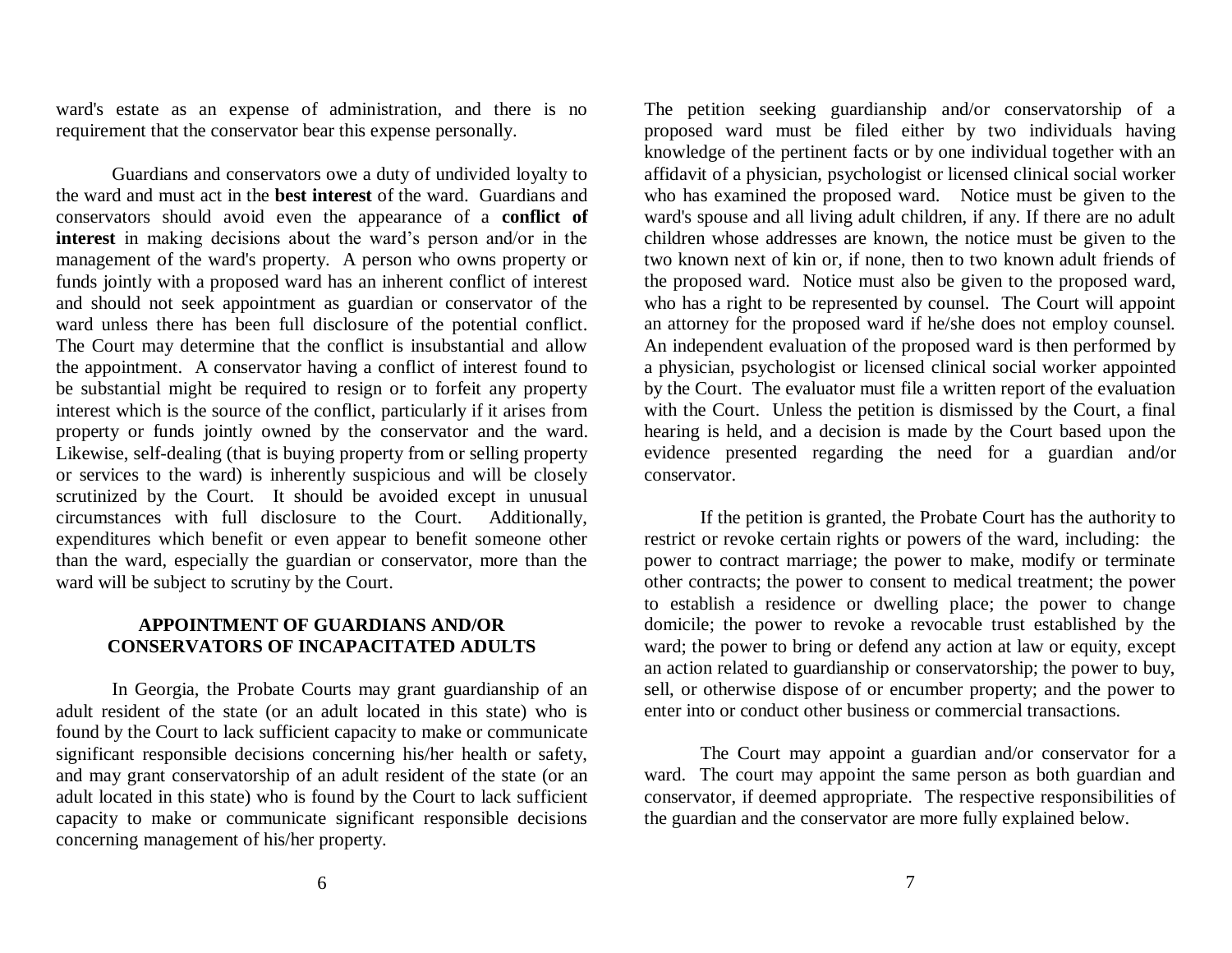ward's estate as an expense of administration, and there is no requirement that the conservator bear this expense personally.

Guardians and conservators owe a duty of undivided loyalty to the ward and must act in the **best interest** of the ward. Guardians and conservators should avoid even the appearance of a **conflict of interest** in making decisions about the ward's person and/or in the management of the ward's property. A person who owns property or funds jointly with a proposed ward has an inherent conflict of interest and should not seek appointment as guardian or conservator of the ward unless there has been full disclosure of the potential conflict. The Court may determine that the conflict is insubstantial and allow the appointment. A conservator having a conflict of interest found to be substantial might be required to resign or to forfeit any property interest which is the source of the conflict, particularly if it arises from property or funds jointly owned by the conservator and the ward. Likewise, self-dealing (that is buying property from or selling property or services to the ward) is inherently suspicious and will be closely scrutinized by the Court. It should be avoided except in unusual circumstances with full disclosure to the Court. Additionally, expenditures which benefit or even appear to benefit someone other than the ward, especially the guardian or conservator, more than the ward will be subject to scrutiny by the Court.

## APPOINTMENT OF GUARDIANS AND/OR CONSERVATORS OF INCAPACITATED ADULTS

In Georgia, the Probate Courts may grant guardianship of an adult resident of the state (or an adult located in this state) who is found by the Court to lack sufficient capacity to make or communicate significant responsible decisions concerning his/her health or safety, and may grant conservatorship of an adult resident of the state (or an adult located in this state) who is found by the Court to lack sufficient capacity to make or communicate significant responsible decisions concerning management of his/her property.

The petition seeking guardianship and/or conservatorship of a proposed ward must be filed either by two individuals having knowledge of the pertinent facts or by one individual together with an affidavit of a physician, psychologist or licensed clinical social worker who has examined the proposed ward. Notice must be given to the ward's spouse and all living adult children, if any. If there are no adult children whose addresses are known, the notice must be given to the two known next of kin or, if none, then to two known adult friends of the proposed ward. Notice must also be given to the proposed ward, who has a right to be represented by counsel. The Court will appoint an attorney for the proposed ward if he/she does not employ counsel. An independent evaluation of the proposed ward is then performed by a physician, psychologist or licensed clinical social worker appointed by the Court. The evaluator must file a written report of the evaluation with the Court. Unless the petition is dismissed by the Court, a final hearing is held, and a decision is made by the Court based upon the evidence presented regarding the need for a guardian and/or conservator.

If the petition is granted, the Probate Court has the authority to restrict or revoke certain rights or powers of the ward, including: the power to contract marriage; the power to make, modify or terminate other contracts; the power to consent to medical treatment; the power to establish a residence or dwelling place; the power to change domicile; the power to revoke a revocable trust established by the ward; the power to bring or defend any action at law or equity, except an action related to guardianship or conservatorship; the power to buy, sell, or otherwise dispose of or encumber property; and the power to enter into or conduct other business or commercial transactions.

The Court may appoint a guardian and/or conservator for a ward. The court may appoint the same person as both guardian and conservator, if deemed appropriate. The respective responsibilities of the guardian and the conservator are more fully explained below.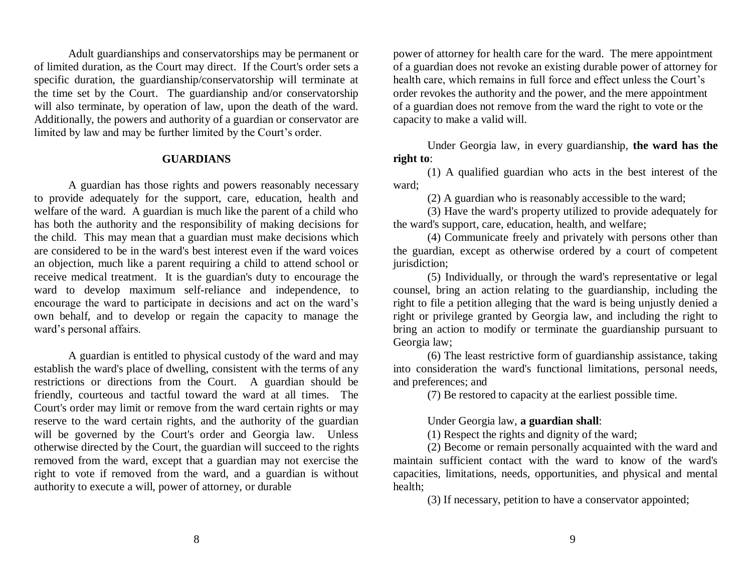Adult guardianships and conservatorships may be permanent or of limited duration, as the Court may direct. If the Court's order sets a specific duration, the guardianship/conservatorship will terminate at the time set by the Court. The guardianship and/or conservatorship will also terminate, by operation of law, upon the death of the ward. Additionally, the powers and authority of a guardian or conservator are limited by law and may be further limited by the Court's order.

## GUARDIANS

A guardian has those rights and powers reasonably necessary to provide adequately for the support, care, education, health and welfare of the ward. A guardian is much like the parent of a child who has both the authority and the responsibility of making decisions for the child. This may mean that a guardian must make decisions which are considered to be in the ward's best interest even if the ward voices an objection, much like a parent requiring a child to attend school or receive medical treatment. It is the guardian's duty to encourage the ward to develop maximum self-reliance and independence, to encourage the ward to participate in decisions and act on the ward's own behalf, and to develop or regain the capacity to manage the ward's personal affairs.

A guardian is entitled to physical custody of the ward and may establish the ward's place of dwelling, consistent with the terms of any restrictions or directions from the Court. A guardian should be friendly, courteous and tactful toward the ward at all times. The Court's order may limit or remove from the ward certain rights or may reserve to the ward certain rights, and the authority of the guardian will be governed by the Court's order and Georgia law. Unless otherwise directed by the Court, the guardian will succeed to the rights removed from the ward, except that a guardian may not exercise the right to vote if removed from the ward, and a guardian is without authority to execute a will, power of attorney, or durable power of attorney for health care for the ward. The mere appointment of a guardian does not revoke an existing durable power of attorney for health care, which remains in full force and effect unless the Court's order revokes the authority and the power, and the mere appointment of a guardian does not remove from the ward the right to vote or the capacity to make a valid will.

Under Georgia law, in every guardianship, **the ward has the right to**:

(1) A qualified guardian who acts in the best interest of the ward;

(2) A guardian who is reasonably accessible to the ward;

(3) Have the ward's property utilized to provide adequately for the ward's support, care, education, health, and welfare;

(4) Communicate freely and privately with persons other than the guardian, except as otherwise ordered by a court of competent jurisdiction;

(5) Individually, or through the ward's representative or legal counsel, bring an action relating to the guardianship, including the right to file a petition alleging that the ward is being unjustly denied a right or privilege granted by Georgia law, and including the right to bring an action to modify or terminate the guardianship pursuant to Georgia law;

(6) The least restrictive form of guardianship assistance, taking into consideration the ward's functional limitations, personal needs, and preferences; and

(7) Be restored to capacity at the earliest possible time.

Under Georgia law, **a guardian shall**:

(1) Respect the rights and dignity of the ward;

(2) Become or remain personally acquainted with the ward and maintain sufficient contact with the ward to know of the ward's capacities, limitations, needs, opportunities, and physical and mental health;

(3) If necessary, petition to have a conservator appointed;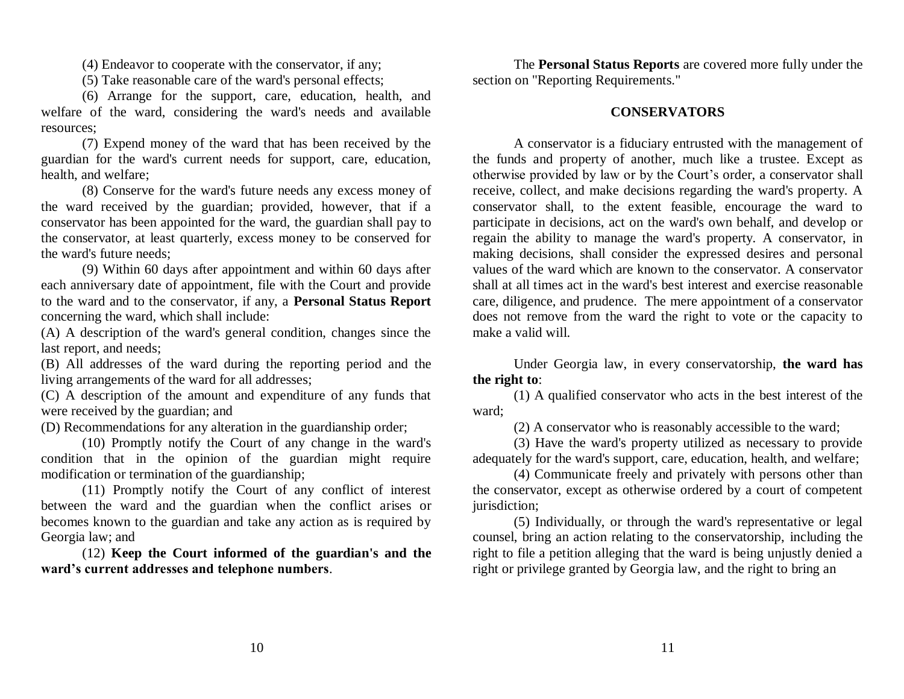(4) Endeavor to cooperate with the conservator, if any;

(5) Take reasonable care of the ward's personal effects;

(6) Arrange for the support, care, education, health, and welfare of the ward, considering the ward's needs and available resources;

(7) Expend money of the ward that has been received by the guardian for the ward's current needs for support, care, education, health, and welfare;

(8) Conserve for the ward's future needs any excess money of the ward received by the guardian; provided, however, that if a conservator has been appointed for the ward, the guardian shall pay to the conservator, at least quarterly, excess money to be conserved for the ward's future needs;

(9) Within 60 days after appointment and within 60 days after each anniversary date of appointment, file with the Court and provide to the ward and to the conservator, if any, a **Personal Status Report** concerning the ward, which shall include:

(A) A description of the ward's general condition, changes since the last report, and needs;

(B) All addresses of the ward during the reporting period and the living arrangements of the ward for all addresses;

(C) A description of the amount and expenditure of any funds that were received by the guardian; and

(D) Recommendations for any alteration in the guardianship order;

(10) Promptly notify the Court of any change in the ward's condition that in the opinion of the guardian might require modification or termination of the guardianship;

(11) Promptly notify the Court of any conflict of interest between the ward and the guardian when the conflict arises or becomes known to the guardian and take any action as is required by Georgia law; and

(12) **Keep the Court informed of the guardian's and the ward's current addresses and telephone numbers**.

The **Personal Status Reports** are covered more fully under the section on "Reporting Requirements."

## CONSERVATORS

A conservator is a fiduciary entrusted with the management of the funds and property of another, much like a trustee. Except as otherwise provided by law or by the Court's order, a conservator shall receive, collect, and make decisions regarding the ward's property. A conservator shall, to the extent feasible, encourage the ward to participate in decisions, act on the ward's own behalf, and develop or regain the ability to manage the ward's property. A conservator, in making decisions, shall consider the expressed desires and personal values of the ward which are known to the conservator. A conservator shall at all times act in the ward's best interest and exercise reasonable care, diligence, and prudence. The mere appointment of a conservator does not remove from the ward the right to vote or the capacity to make a valid will.

Under Georgia law, in every conservatorship, **the ward has the right to**:

(1) A qualified conservator who acts in the best interest of the ward;

(2) A conservator who is reasonably accessible to the ward;

(3) Have the ward's property utilized as necessary to provide adequately for the ward's support, care, education, health, and welfare;

(4) Communicate freely and privately with persons other than the conservator, except as otherwise ordered by a court of competent jurisdiction;

(5) Individually, or through the ward's representative or legal counsel, bring an action relating to the conservatorship, including the right to file a petition alleging that the ward is being unjustly denied a right or privilege granted by Georgia law, and the right to bring an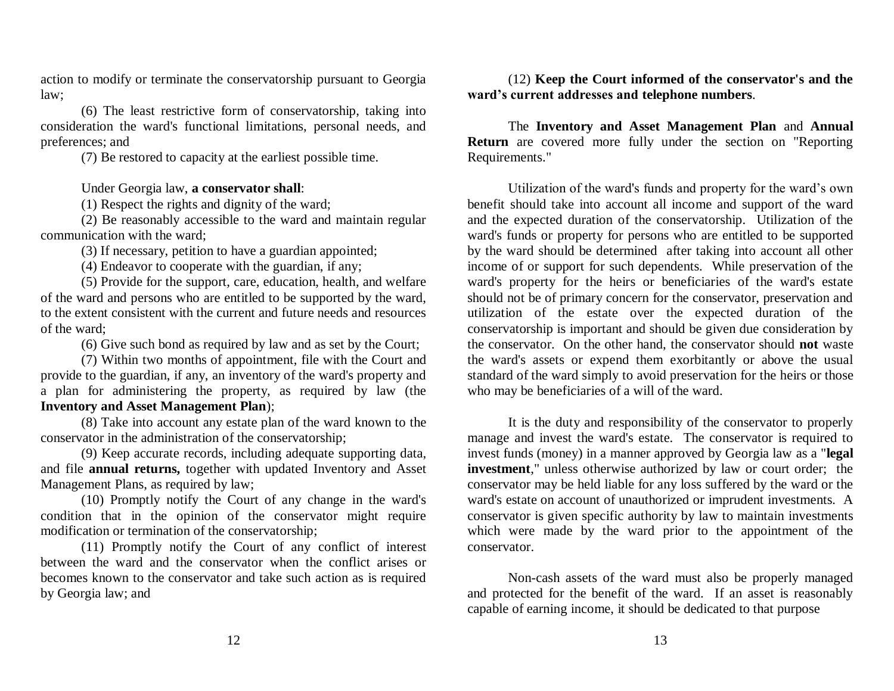action to modify or terminate the conservatorship pursuant to Georgia law;

(6) The least restrictive form of conservatorship, taking into consideration the ward's functional limitations, personal needs, and preferences; and

(7) Be restored to capacity at the earliest possible time.

Under Georgia law, **a conservator shall**:

(1) Respect the rights and dignity of the ward;

(2) Be reasonably accessible to the ward and maintain regular communication with the ward;

(3) If necessary, petition to have a guardian appointed;

(4) Endeavor to cooperate with the guardian, if any;

(5) Provide for the support, care, education, health, and welfare of the ward and persons who are entitled to be supported by the ward, to the extent consistent with the current and future needs and resources of the ward;

(6) Give such bond as required by law and as set by the Court;

(7) Within two months of appointment, file with the Court and provide to the guardian, if any, an inventory of the ward's property and a plan for administering the property, as required by law (the **Inventory and Asset Management Plan**);

(8) Take into account any estate plan of the ward known to the conservator in the administration of the conservatorship;

(9) Keep accurate records, including adequate supporting data, and file **annual returns,** together with updated Inventory and Asset Management Plans, as required by law;

(10) Promptly notify the Court of any change in the ward's condition that in the opinion of the conservator might require modification or termination of the conservatorship;

(11) Promptly notify the Court of any conflict of interest between the ward and the conservator when the conflict arises or becomes known to the conservator and take such action as is required by Georgia law; and

(12) **Keep the Court informed of the conservator's and the ward's current addresses and telephone numbers**.

The **Inventory and Asset Management Plan** and **Annual Return** are covered more fully under the section on "Reporting Requirements."

Utilization of the ward's funds and property for the ward's own benefit should take into account all income and support of the ward and the expected duration of the conservatorship. Utilization of the ward's funds or property for persons who are entitled to be supported by the ward should be determined after taking into account all other income of or support for such dependents. While preservation of the ward's property for the heirs or beneficiaries of the ward's estate should not be of primary concern for the conservator, preservation and utilization of the estate over the expected duration of the conservatorship is important and should be given due consideration by the conservator. On the other hand, the conservator should **not** waste the ward's assets or expend them exorbitantly or above the usual standard of the ward simply to avoid preservation for the heirs or those who may be beneficiaries of a will of the ward.

It is the duty and responsibility of the conservator to properly manage and invest the ward's estate. The conservator is required to invest funds (money) in a manner approved by Georgia law as a "**legal investment**," unless otherwise authorized by law or court order; the conservator may be held liable for any loss suffered by the ward or the ward's estate on account of unauthorized or imprudent investments. A conservator is given specific authority by law to maintain investments which were made by the ward prior to the appointment of the conservator.

Non-cash assets of the ward must also be properly managed and protected for the benefit of the ward. If an asset is reasonably capable of earning income, it should be dedicated to that purpose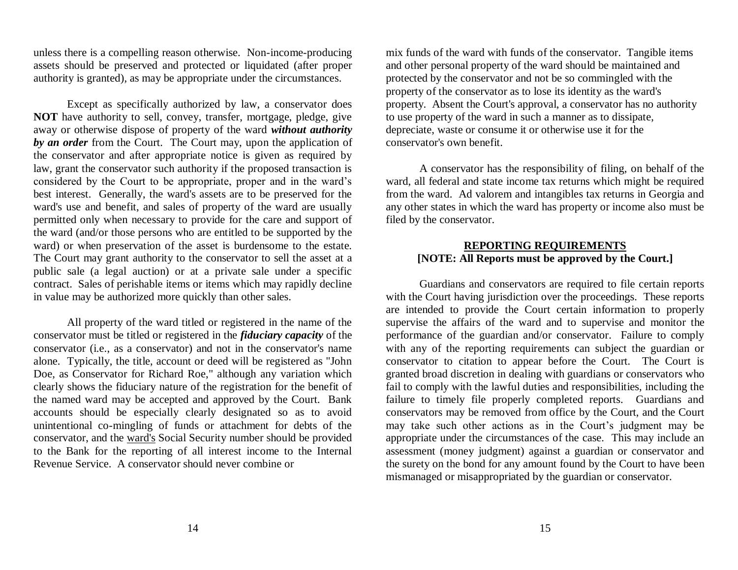unless there is a compelling reason otherwise. Non-income-producing assets should be preserved and protected or liquidated (after proper authority is granted), as may be appropriate under the circumstances.

Except as specifically authorized by law, a conservator does **NOT** have authority to sell, convey, transfer, mortgage, pledge, give away or otherwise dispose of property of the ward ***without authority by an order*** from the Court. The Court may, upon the application of the conservator and after appropriate notice is given as required by law, grant the conservator such authority if the proposed transaction is considered by the Court to be appropriate, proper and in the ward's best interest. Generally, the ward's assets are to be preserved for the ward's use and benefit, and sales of property of the ward are usually permitted only when necessary to provide for the care and support of the ward (and/or those persons who are entitled to be supported by the ward) or when preservation of the asset is burdensome to the estate. The Court may grant authority to the conservator to sell the asset at a public sale (a legal auction) or at a private sale under a specific contract. Sales of perishable items or items which may rapidly decline in value may be authorized more quickly than other sales.

All property of the ward titled or registered in the name of the conservator must be titled or registered in the ***fiduciary capacity*** of the conservator (i.e., as a conservator) and not in the conservator's name alone. Typically, the title, account or deed will be registered as "John Doe, as Conservator for Richard Roe," although any variation which clearly shows the fiduciary nature of the registration for the benefit of the named ward may be accepted and approved by the Court. Bank accounts should be especially clearly designated so as to avoid unintentional co-mingling of funds or attachment for debts of the conservator, and the <u>ward's</u> Social Security number should be provided to the Bank for the reporting of all interest income to the Internal Revenue Service. A conservator should never combine or mix funds of the ward with funds of the conservator. Tangible items and other personal property of the ward should be maintained and protected by the conservator and not be so commingled with the property of the conservator as to lose its identity as the ward's property. Absent the Court's approval, a conservator has no authority to use property of the ward in such a manner as to dissipate, depreciate, waste or consume it or otherwise use it for the conservator's own benefit.

A conservator has the responsibility of filing, on behalf of the ward, all federal and state income tax returns which might be required from the ward. Ad valorem and intangibles tax returns in Georgia and any other states in which the ward has property or income also must be filed by the conservator.

## REPORTING REQUIREMENTS

**[NOTE: All Reports must be approved by the Court.]**

Guardians and conservators are required to file certain reports with the Court having jurisdiction over the proceedings. These reports are intended to provide the Court certain information to properly supervise the affairs of the ward and to supervise and monitor the performance of the guardian and/or conservator. Failure to comply with any of the reporting requirements can subject the guardian or conservator to citation to appear before the Court. The Court is granted broad discretion in dealing with guardians or conservators who fail to comply with the lawful duties and responsibilities, including the failure to timely file properly completed reports. Guardians and conservators may be removed from office by the Court, and the Court may take such other actions as in the Court's judgment may be appropriate under the circumstances of the case. This may include an assessment (money judgment) against a guardian or conservator and the surety on the bond for any amount found by the Court to have been mismanaged or misappropriated by the guardian or conservator.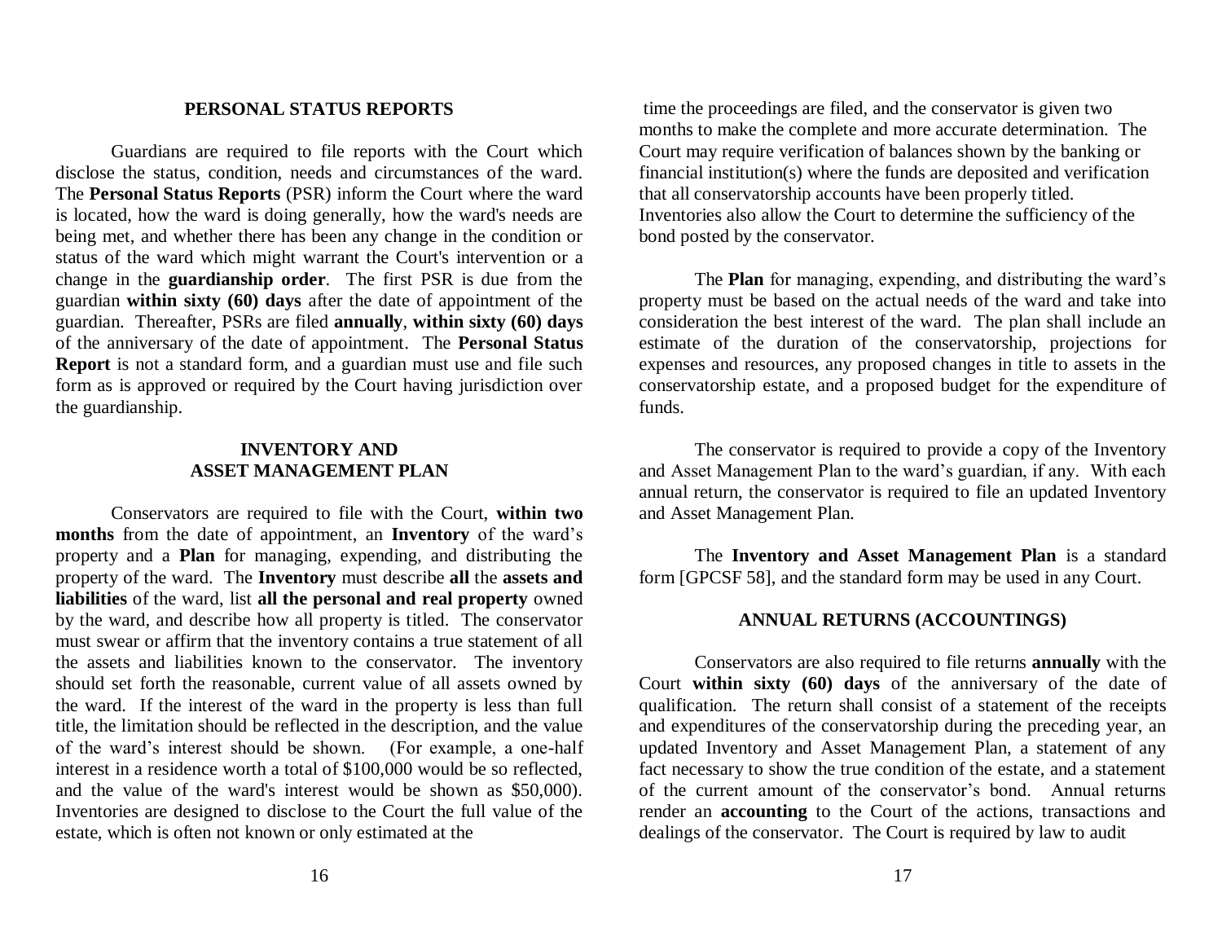## PERSONAL STATUS REPORTS

Guardians are required to file reports with the Court which disclose the status, condition, needs and circumstances of the ward. The **Personal Status Reports** (PSR) inform the Court where the ward is located, how the ward is doing generally, how the ward's needs are being met, and whether there has been any change in the condition or status of the ward which might warrant the Court's intervention or a change in the **guardianship order**. The first PSR is due from the guardian **within sixty (60) days** after the date of appointment of the guardian. Thereafter, PSRs are filed **annually**, **within sixty (60) days** of the anniversary of the date of appointment. The **Personal Status Report** is not a standard form, and a guardian must use and file such form as is approved or required by the Court having jurisdiction over the guardianship.

## INVENTORY AND ASSET MANAGEMENT PLAN

Conservators are required to file with the Court, **within two months** from the date of appointment, an **Inventory** of the ward's property and a **Plan** for managing, expending, and distributing the property of the ward. The **Inventory** must describe **all** the **assets and liabilities** of the ward, list **all the personal and real property** owned by the ward, and describe how all property is titled. The conservator must swear or affirm that the inventory contains a true statement of all the assets and liabilities known to the conservator. The inventory should set forth the reasonable, current value of all assets owned by the ward. If the interest of the ward in the property is less than full title, the limitation should be reflected in the description, and the value of the ward's interest should be shown. (For example, a one-half interest in a residence worth a total of $100,000 would be so reflected, and the value of the ward's interest would be shown as $50,000). Inventories are designed to disclose to the Court the full value of the estate, which is often not known or only estimated at the time the proceedings are filed, and the conservator is given two months to make the complete and more accurate determination. The Court may require verification of balances shown by the banking or financial institution(s) where the funds are deposited and verification that all conservatorship accounts have been properly titled. Inventories also allow the Court to determine the sufficiency of the bond posted by the conservator.

The **Plan** for managing, expending, and distributing the ward's property must be based on the actual needs of the ward and take into consideration the best interest of the ward. The plan shall include an estimate of the duration of the conservatorship, projections for expenses and resources, any proposed changes in title to assets in the conservatorship estate, and a proposed budget for the expenditure of funds.

The conservator is required to provide a copy of the Inventory and Asset Management Plan to the ward's guardian, if any. With each annual return, the conservator is required to file an updated Inventory and Asset Management Plan.

The **Inventory and Asset Management Plan** is a standard form [GPCSF 58], and the standard form may be used in any Court.

## ANNUAL RETURNS (ACCOUNTINGS)

Conservators are also required to file returns **annually** with the Court **within sixty (60) days** of the anniversary of the date of qualification. The return shall consist of a statement of the receipts and expenditures of the conservatorship during the preceding year, an updated Inventory and Asset Management Plan, a statement of any fact necessary to show the true condition of the estate, and a statement of the current amount of the conservator's bond. Annual returns render an **accounting** to the Court of the actions, transactions and dealings of the conservator. The Court is required by law to audit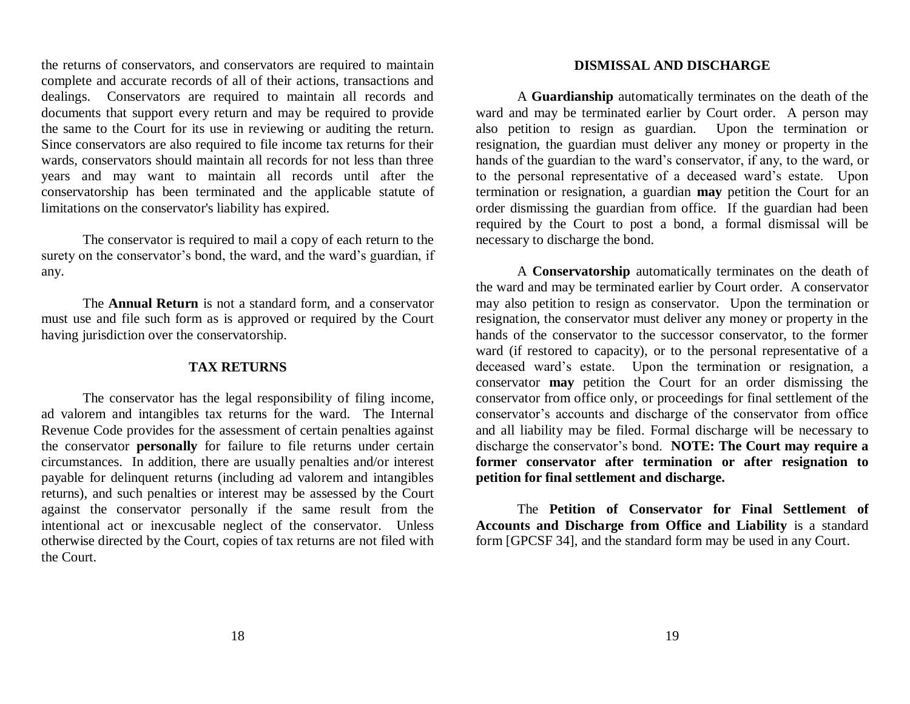the returns of conservators, and conservators are required to maintain complete and accurate records of all of their actions, transactions and dealings. Conservators are required to maintain all records and documents that support every return and may be required to provide the same to the Court for its use in reviewing or auditing the return. Since conservators are also required to file income tax returns for their wards, conservators should maintain all records for not less than three years and may want to maintain all records until after the conservatorship has been terminated and the applicable statute of limitations on the conservator's liability has expired.

The conservator is required to mail a copy of each return to the surety on the conservator's bond, the ward, and the ward's guardian, if any.

The **Annual Return** is not a standard form, and a conservator must use and file such form as is approved or required by the Court having jurisdiction over the conservatorship.

## TAX RETURNS

The conservator has the legal responsibility of filing income, ad valorem and intangibles tax returns for the ward. The Internal Revenue Code provides for the assessment of certain penalties against the conservator **personally** for failure to file returns under certain circumstances. In addition, there are usually penalties and/or interest payable for delinquent returns (including ad valorem and intangibles returns), and such penalties or interest may be assessed by the Court against the conservator personally if the same result from the intentional act or inexcusable neglect of the conservator. Unless otherwise directed by the Court, copies of tax returns are not filed with the Court.

## DISMISSAL AND DISCHARGE

A **Guardianship** automatically terminates on the death of the ward and may be terminated earlier by Court order. A person may also petition to resign as guardian. Upon the termination or resignation, the guardian must deliver any money or property in the hands of the guardian to the ward's conservator, if any, to the ward, or to the personal representative of a deceased ward's estate. Upon termination or resignation, a guardian **may** petition the Court for an order dismissing the guardian from office. If the guardian had been required by the Court to post a bond, a formal dismissal will be necessary to discharge the bond.

A **Conservatorship** automatically terminates on the death of the ward and may be terminated earlier by Court order. A conservator may also petition to resign as conservator. Upon the termination or resignation, the conservator must deliver any money or property in the hands of the conservator to the successor conservator, to the former ward (if restored to capacity), or to the personal representative of a deceased ward's estate. Upon the termination or resignation, a conservator **may** petition the Court for an order dismissing the conservator from office only, or proceedings for final settlement of the conservator's accounts and discharge of the conservator from office and all liability may be filed. Formal discharge will be necessary to discharge the conservator's bond. **NOTE: The Court may require a former conservator after termination or after resignation to petition for final settlement and discharge.**

The **Petition of Conservator for Final Settlement of Accounts and Discharge from Office and Liability** is a standard form [GPCSF 34], and the standard form may be used in any Court.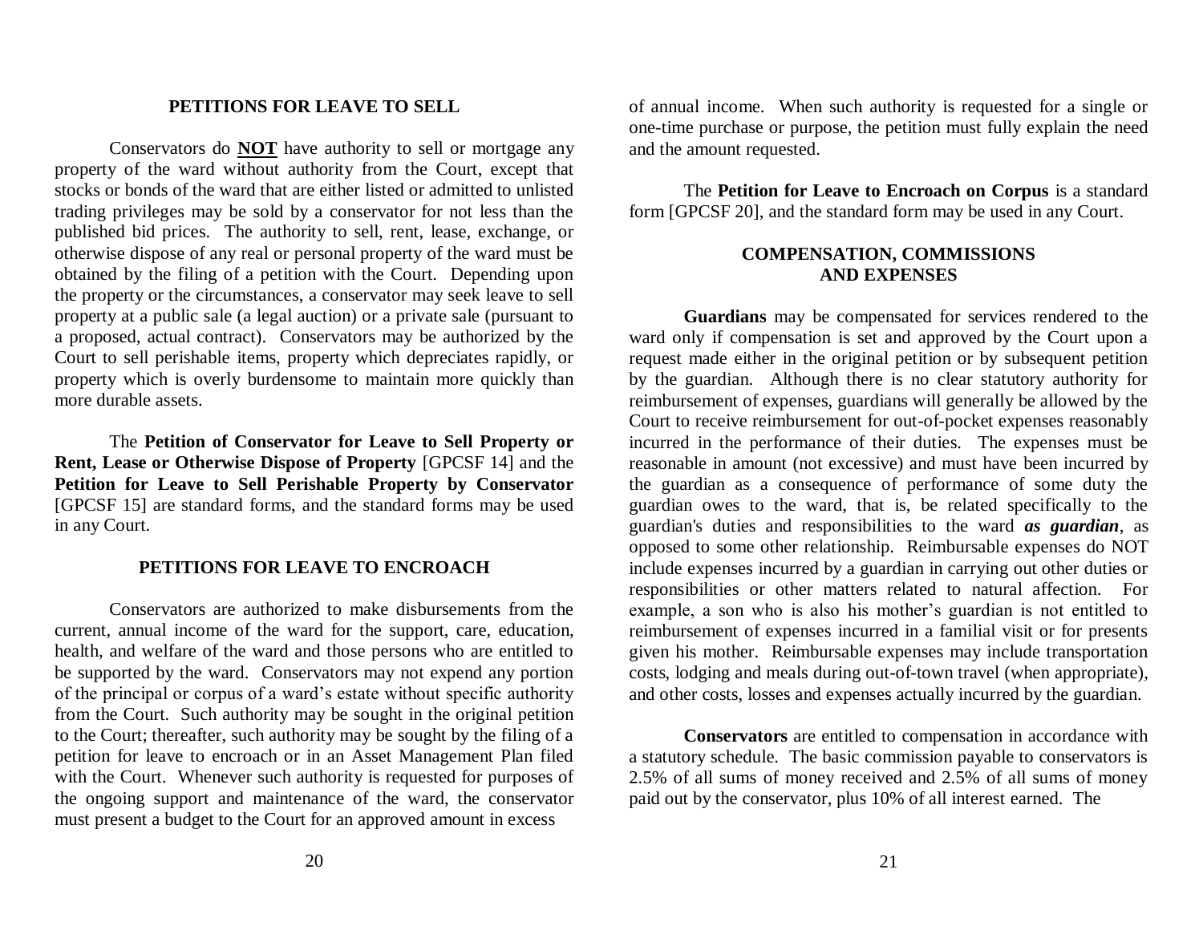## PETITIONS FOR LEAVE TO SELL

Conservators do **NOT** have authority to sell or mortgage any property of the ward without authority from the Court, except that stocks or bonds of the ward that are either listed or admitted to unlisted trading privileges may be sold by a conservator for not less than the published bid prices. The authority to sell, rent, lease, exchange, or otherwise dispose of any real or personal property of the ward must be obtained by the filing of a petition with the Court. Depending upon the property or the circumstances, a conservator may seek leave to sell property at a public sale (a legal auction) or a private sale (pursuant to a proposed, actual contract). Conservators may be authorized by the Court to sell perishable items, property which depreciates rapidly, or property which is overly burdensome to maintain more quickly than more durable assets.

The **Petition of Conservator for Leave to Sell Property or Rent, Lease or Otherwise Dispose of Property** [GPCSF 14] and the **Petition for Leave to Sell Perishable Property by Conservator** [GPCSF 15] are standard forms, and the standard forms may be used in any Court.

## PETITIONS FOR LEAVE TO ENCROACH

Conservators are authorized to make disbursements from the current, annual income of the ward for the support, care, education, health, and welfare of the ward and those persons who are entitled to be supported by the ward. Conservators may not expend any portion of the principal or corpus of a ward's estate without specific authority from the Court. Such authority may be sought in the original petition to the Court; thereafter, such authority may be sought by the filing of a petition for leave to encroach or in an Asset Management Plan filed with the Court. Whenever such authority is requested for purposes of the ongoing support and maintenance of the ward, the conservator must present a budget to the Court for an approved amount in excess of annual income. When such authority is requested for a single or one-time purchase or purpose, the petition must fully explain the need and the amount requested.

The **Petition for Leave to Encroach on Corpus** is a standard form [GPCSF 20], and the standard form may be used in any Court.

## COMPENSATION, COMMISSIONS AND EXPENSES

**Guardians** may be compensated for services rendered to the ward only if compensation is set and approved by the Court upon a request made either in the original petition or by subsequent petition by the guardian. Although there is no clear statutory authority for reimbursement of expenses, guardians will generally be allowed by the Court to receive reimbursement for out-of-pocket expenses reasonably incurred in the performance of their duties. The expenses must be reasonable in amount (not excessive) and must have been incurred by the guardian as a consequence of performance of some duty the guardian owes to the ward, that is, be related specifically to the guardian's duties and responsibilities to the ward ***as guardian***, as opposed to some other relationship. Reimbursable expenses do NOT include expenses incurred by a guardian in carrying out other duties or responsibilities or other matters related to natural affection. For example, a son who is also his mother's guardian is not entitled to reimbursement of expenses incurred in a familial visit or for presents given his mother. Reimbursable expenses may include transportation costs, lodging and meals during out-of-town travel (when appropriate), and other costs, losses and expenses actually incurred by the guardian.

**Conservators** are entitled to compensation in accordance with a statutory schedule. The basic commission payable to conservators is 2.5% of all sums of money received and 2.5% of all sums of money paid out by the conservator, plus 10% of all interest earned. The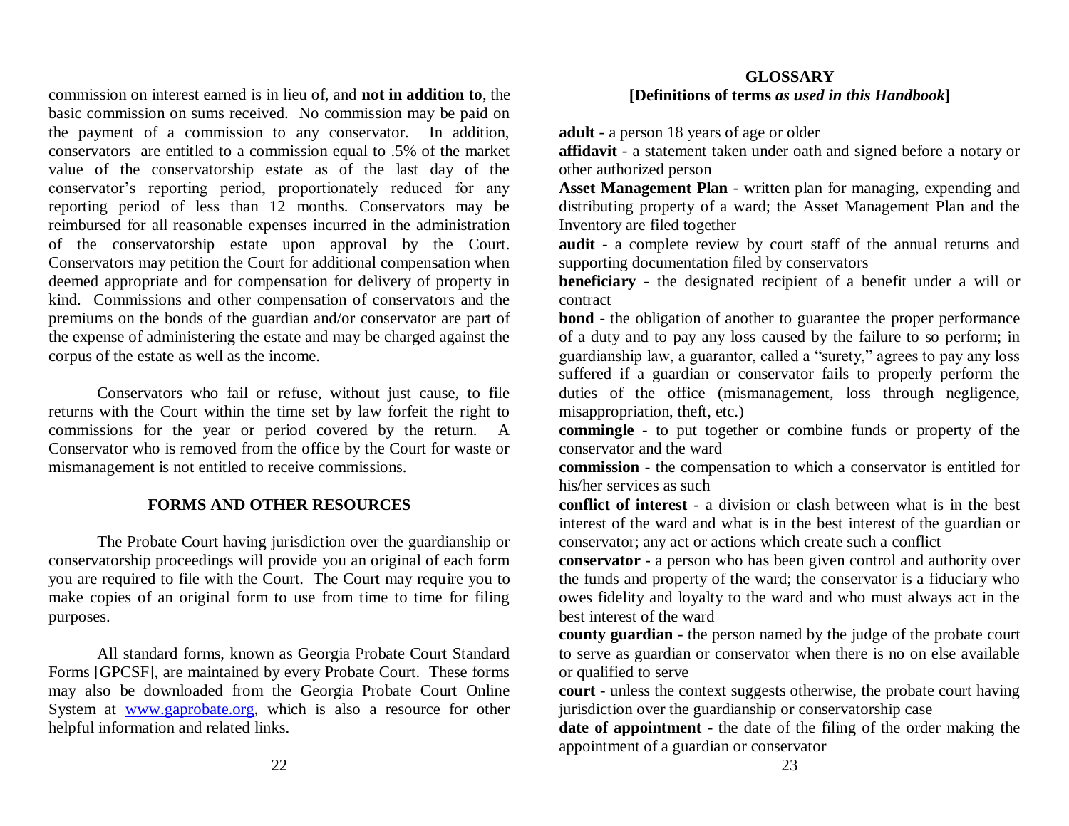commission on interest earned is in lieu of, and **not in addition to**, the basic commission on sums received. No commission may be paid on the payment of a commission to any conservator. In addition, conservators are entitled to a commission equal to .5% of the market value of the conservatorship estate as of the last day of the conservator's reporting period, proportionately reduced for any reporting period of less than 12 months. Conservators may be reimbursed for all reasonable expenses incurred in the administration of the conservatorship estate upon approval by the Court. Conservators may petition the Court for additional compensation when deemed appropriate and for compensation for delivery of property in kind. Commissions and other compensation of conservators and the premiums on the bonds of the guardian and/or conservator are part of the expense of administering the estate and may be charged against the corpus of the estate as well as the income.

Conservators who fail or refuse, without just cause, to file returns with the Court within the time set by law forfeit the right to commissions for the year or period covered by the return. A Conservator who is removed from the office by the Court for waste or mismanagement is not entitled to receive commissions.

## FORMS AND OTHER RESOURCES

The Probate Court having jurisdiction over the guardianship or conservatorship proceedings will provide you an original of each form you are required to file with the Court. The Court may require you to make copies of an original form to use from time to time for filing purposes.

All standard forms, known as Georgia Probate Court Standard Forms [GPCSF], are maintained by every Probate Court. These forms may also be downloaded from the Georgia Probate Court Online System at [www.gaprobate.org](http://www.gaprobate.org), which is also a resource for other helpful information and related links.

## GLOSSARY

**[Definitions of terms *as used in this Handbook*]**

**adult** - a person 18 years of age or older

**affidavit** - a statement taken under oath and signed before a notary or other authorized person

**Asset Management Plan** - written plan for managing, expending and distributing property of a ward; the Asset Management Plan and the Inventory are filed together

**audit** - a complete review by court staff of the annual returns and supporting documentation filed by conservators

**beneficiary** - the designated recipient of a benefit under a will or contract

**bond** - the obligation of another to guarantee the proper performance of a duty and to pay any loss caused by the failure to so perform; in guardianship law, a guarantor, called a "surety," agrees to pay any loss suffered if a guardian or conservator fails to properly perform the duties of the office (mismanagement, loss through negligence, misappropriation, theft, etc.)

**commingle** - to put together or combine funds or property of the conservator and the ward

**commission** - the compensation to which a conservator is entitled for his/her services as such

**conflict of interest** - a division or clash between what is in the best interest of the ward and what is in the best interest of the guardian or conservator; any act or actions which create such a conflict

**conservator** - a person who has been given control and authority over the funds and property of the ward; the conservator is a fiduciary who owes fidelity and loyalty to the ward and who must always act in the best interest of the ward

**county guardian** - the person named by the judge of the probate court to serve as guardian or conservator when there is no on else available or qualified to serve

**court** - unless the context suggests otherwise, the probate court having jurisdiction over the guardianship or conservatorship case

**date of appointment** - the date of the filing of the order making the appointment of a guardian or conservator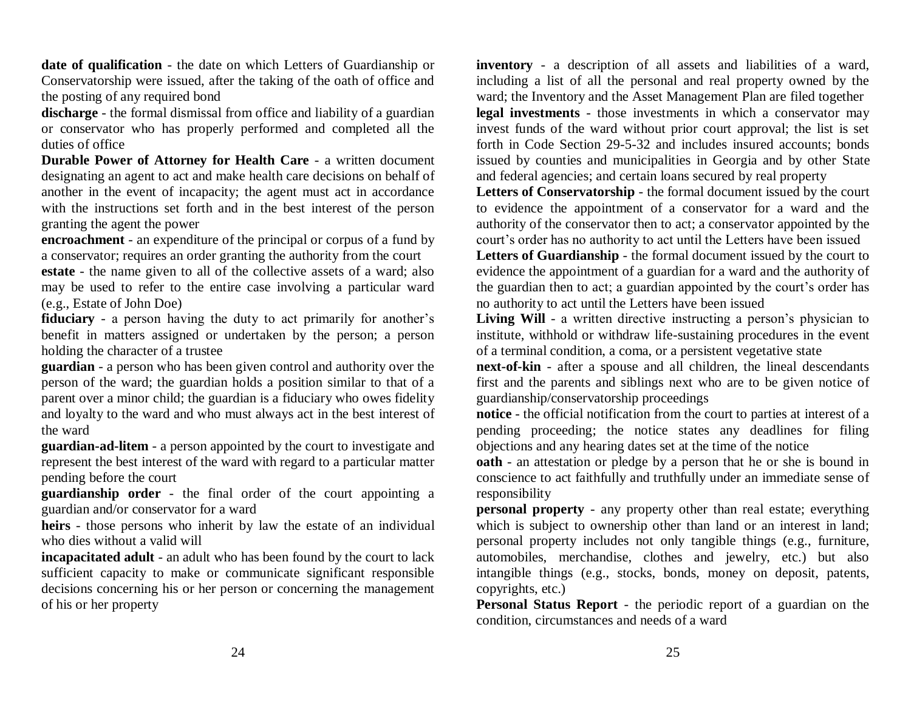**date of qualification** - the date on which Letters of Guardianship or Conservatorship were issued, after the taking of the oath of office and the posting of any required bond

**discharge** - the formal dismissal from office and liability of a guardian or conservator who has properly performed and completed all the duties of office

**Durable Power of Attorney for Health Care** - a written document designating an agent to act and make health care decisions on behalf of another in the event of incapacity; the agent must act in accordance with the instructions set forth and in the best interest of the person granting the agent the power

**encroachment** - an expenditure of the principal or corpus of a fund by a conservator; requires an order granting the authority from the court

**estate** - the name given to all of the collective assets of a ward; also may be used to refer to the entire case involving a particular ward (e.g., Estate of John Doe)

**fiduciary** - a person having the duty to act primarily for another's benefit in matters assigned or undertaken by the person; a person holding the character of a trustee

**guardian** - a person who has been given control and authority over the person of the ward; the guardian holds a position similar to that of a parent over a minor child; the guardian is a fiduciary who owes fidelity and loyalty to the ward and who must always act in the best interest of the ward

**guardian-ad-litem** - a person appointed by the court to investigate and represent the best interest of the ward with regard to a particular matter pending before the court

**guardianship order** - the final order of the court appointing a guardian and/or conservator for a ward

**heirs** - those persons who inherit by law the estate of an individual who dies without a valid will

**incapacitated adult** - an adult who has been found by the court to lack sufficient capacity to make or communicate significant responsible decisions concerning his or her person or concerning the management of his or her property

**inventory** - a description of all assets and liabilities of a ward, including a list of all the personal and real property owned by the ward; the Inventory and the Asset Management Plan are filed together

**legal investments** - those investments in which a conservator may invest funds of the ward without prior court approval; the list is set forth in Code Section 29-5-32 and includes insured accounts; bonds issued by counties and municipalities in Georgia and by other State and federal agencies; and certain loans secured by real property

**Letters of Conservatorship** - the formal document issued by the court to evidence the appointment of a conservator for a ward and the authority of the conservator then to act; a conservator appointed by the court's order has no authority to act until the Letters have been issued

**Letters of Guardianship** - the formal document issued by the court to evidence the appointment of a guardian for a ward and the authority of the guardian then to act; a guardian appointed by the court's order has no authority to act until the Letters have been issued

**Living Will** - a written directive instructing a person's physician to institute, withhold or withdraw life-sustaining procedures in the event of a terminal condition, a coma, or a persistent vegetative state

**next-of-kin** - after a spouse and all children, the lineal descendants first and the parents and siblings next who are to be given notice of guardianship/conservatorship proceedings

**notice** - the official notification from the court to parties at interest of a pending proceeding; the notice states any deadlines for filing objections and any hearing dates set at the time of the notice

**oath** - an attestation or pledge by a person that he or she is bound in conscience to act faithfully and truthfully under an immediate sense of responsibility

**personal property** - any property other than real estate; everything which is subject to ownership other than land or an interest in land; personal property includes not only tangible things (e.g., furniture, automobiles, merchandise, clothes and jewelry, etc.) but also intangible things (e.g., stocks, bonds, money on deposit, patents, copyrights, etc.)

**Personal Status Report** - the periodic report of a guardian on the condition, circumstances and needs of a ward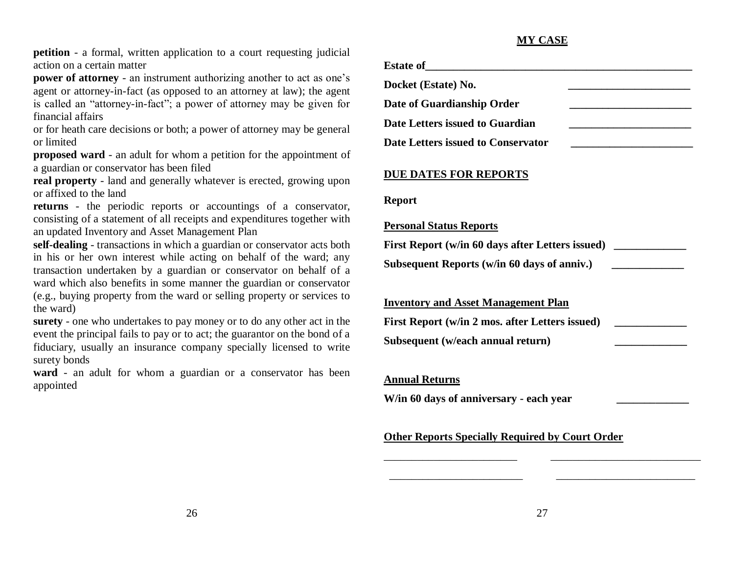**petition** - a formal, written application to a court requesting judicial action on a certain matter

**power of attorney** - an instrument authorizing another to act as one's agent or attorney-in-fact (as opposed to an attorney at law); the agent is called an "attorney-in-fact"; a power of attorney may be given for financial affairs

or for heath care decisions or both; a power of attorney may be general or limited

**proposed ward** - an adult for whom a petition for the appointment of a guardian or conservator has been filed

**real property** - land and generally whatever is erected, growing upon or affixed to the land

**returns** - the periodic reports or accountings of a conservator, consisting of a statement of all receipts and expenditures together with an updated Inventory and Asset Management Plan

**self-dealing** - transactions in which a guardian or conservator acts both in his or her own interest while acting on behalf of the ward; any transaction undertaken by a guardian or conservator on behalf of a ward which also benefits in some manner the guardian or conservator (e.g., buying property from the ward or selling property or services to the ward)

**surety** - one who undertakes to pay money or to do any other act in the event the principal fails to pay or to act; the guarantor on the bond of a fiduciary, usually an insurance company specially licensed to write surety bonds

**ward** - an adult for whom a guardian or a conservator has been appointed

## MY CASE

**Estate of**__________________________________________________

**Docket (Estate) No.** ______________________

**Date of Guardianship Order** ______________________

**Date Letters issued to Guardian** ______________________

**Date Letters issued to Conservator** ______________________

### DUE DATES FOR REPORTS

**Report**

**Personal Status Reports**

**First Report (w/in 60 days after Letters issued)** _____________

**Subsequent Reports (w/in 60 days of anniv.)** _____________

**Inventory and Asset Management Plan**

**First Report (w/in 2 mos. after Letters issued)** _____________

**Subsequent (w/each annual return)** _____________

**Annual Returns**

**W/in 60 days of anniversary - each year** _____________

**Other Reports Specially Required by Court Order**

________________________ ___________________________

________________________ ___________________________